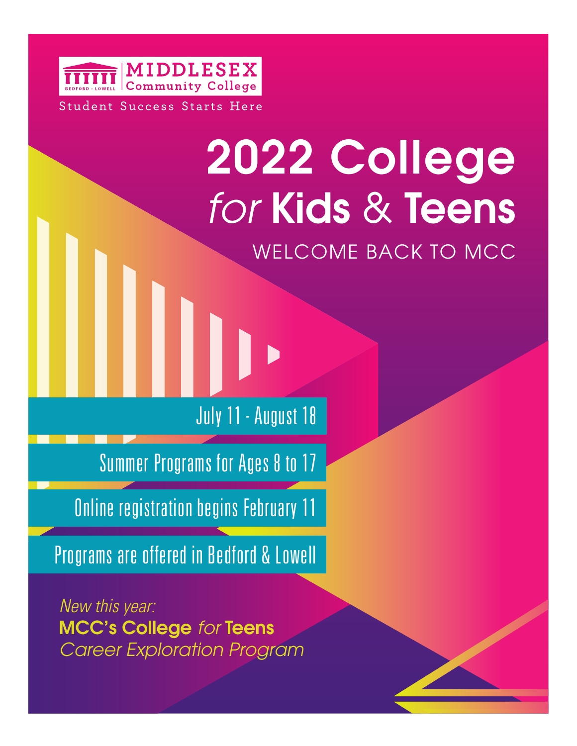MIDDLESEX Community College

BEDFORD · LOWELL

Student Success Starts Here

# 2022 College *for* Kids & Teens

WELCOME BACK TO MCC

July 11 - August 18

Summer Programs for Ages 8 to 17

Online registration begins February 11

Programs are offered in Bedford & Lowell

*New this year:*

**MCC's College** *for* **Teens**

*Career Exploration Program*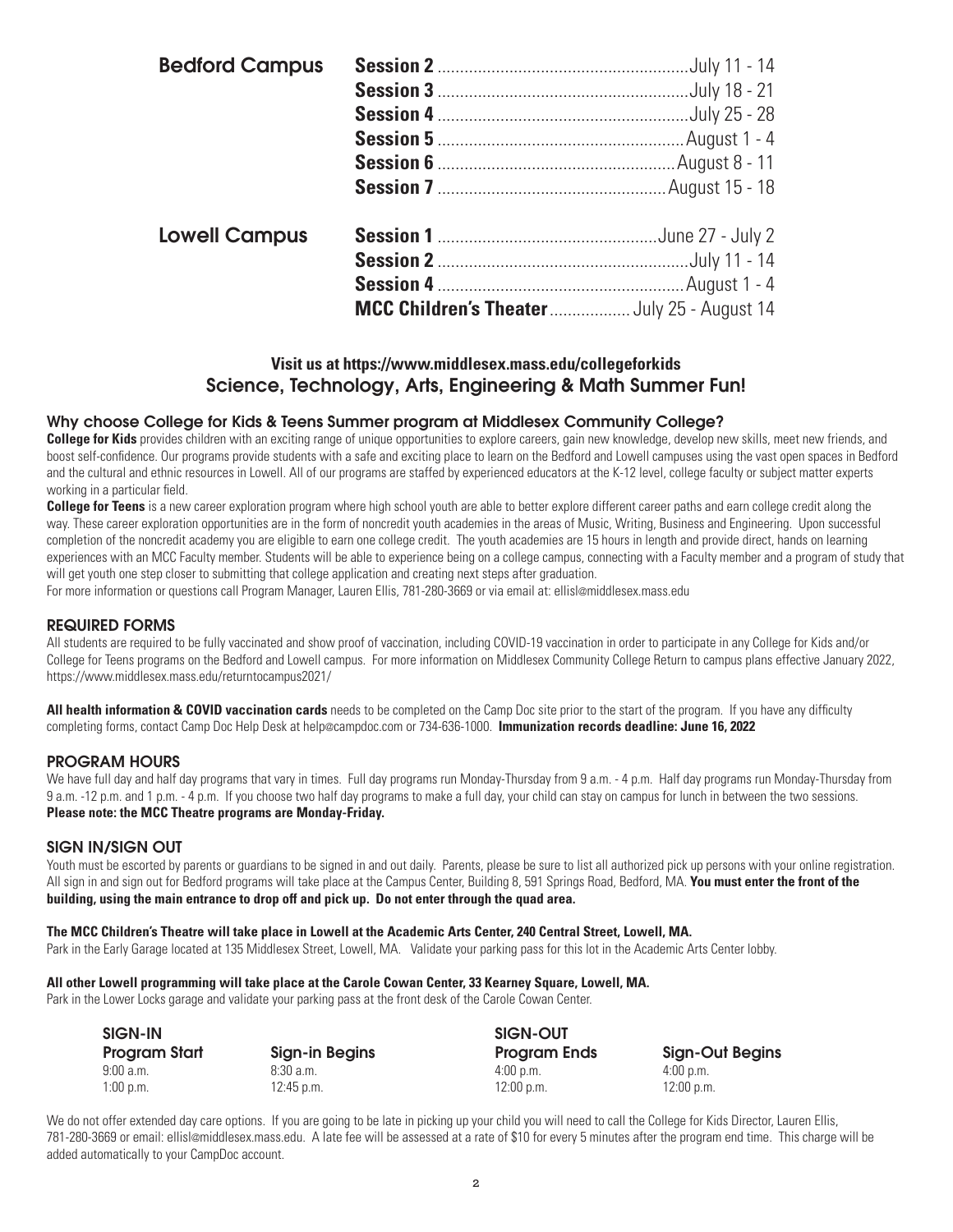| | | |
|---|---|---|
| **Bedford Campus** | **Session 2** | July 11 - 14 |
| | **Session 3** | July 18 - 21 |
| | **Session 4** | July 25 - 28 |
| | **Session 5** | August 1 - 4 |
| | **Session 6** | August 8 - 11 |
| | **Session 7** | August 15 - 18 |
| **Lowell Campus** | **Session 1** | June 27 - July 2 |
| | **Session 2** | July 11 - 14 |
| | **Session 4** | August 1 - 4 |
| | **MCC Children's Theater** | July 25 - August 14 |

**Visit us at https://www.middlesex.mass.edu/collegeforkids**

**Science, Technology, Arts, Engineering & Math Summer Fun!**

## Why choose College for Kids & Teens Summer program at Middlesex Community College?

**College for Kids** provides children with an exciting range of unique opportunities to explore careers, gain new knowledge, develop new skills, meet new friends, and boost self-confidence. Our programs provide students with a safe and exciting place to learn on the Bedford and Lowell campuses using the vast open spaces in Bedford and the cultural and ethnic resources in Lowell. All of our programs are staffed by experienced educators at the K-12 level, college faculty or subject matter experts working in a particular field.

**College for Teens** is a new career exploration program where high school youth are able to better explore different career paths and earn college credit along the way. These career exploration opportunities are in the form of noncredit youth academies in the areas of Music, Writing, Business and Engineering. Upon successful completion of the noncredit academy you are eligible to earn one college credit. The youth academies are 15 hours in length and provide direct, hands on learning experiences with an MCC Faculty member. Students will be able to experience being on a college campus, connecting with a Faculty member and a program of study that will get youth one step closer to submitting that college application and creating next steps after graduation.

For more information or questions call Program Manager, Lauren Ellis, 781-280-3669 or via email at: ellisl@middlesex.mass.edu

## REQUIRED FORMS

All students are required to be fully vaccinated and show proof of vaccination, including COVID-19 vaccination in order to participate in any College for Kids and/or College for Teens programs on the Bedford and Lowell campus. For more information on Middlesex Community College Return to campus plans effective January 2022, https://www.middlesex.mass.edu/returntocampus2021/

**All health information & COVID vaccination cards** needs to be completed on the Camp Doc site prior to the start of the program. If you have any difficulty completing forms, contact Camp Doc Help Desk at help@campdoc.com or 734-636-1000. **Immunization records deadline: June 16, 2022**

## PROGRAM HOURS

We have full day and half day programs that vary in times. Full day programs run Monday-Thursday from 9 a.m. - 4 p.m. Half day programs run Monday-Thursday from 9 a.m. -12 p.m. and 1 p.m. - 4 p.m. If you choose two half day programs to make a full day, your child can stay on campus for lunch in between the two sessions. **Please note: the MCC Theatre programs are Monday-Friday.**

## SIGN IN/SIGN OUT

Youth must be escorted by parents or guardians to be signed in and out daily. Parents, please be sure to list all authorized pick up persons with your online registration. All sign in and sign out for Bedford programs will take place at the Campus Center, Building 8, 591 Springs Road, Bedford, MA. **You must enter the front of the building, using the main entrance to drop off and pick up. Do not enter through the quad area.**

**The MCC Children's Theatre will take place in Lowell at the Academic Arts Center, 240 Central Street, Lowell, MA.**

Park in the Early Garage located at 135 Middlesex Street, Lowell, MA. Validate your parking pass for this lot in the Academic Arts Center lobby.

**All other Lowell programming will take place at the Carole Cowan Center, 33 Kearney Square, Lowell, MA.**

Park in the Lower Locks garage and validate your parking pass at the front desk of the Carole Cowan Center.

| SIGN-IN | | SIGN-OUT | |
|---|---|---|---|
| **Program Start** | **Sign-in Begins** | **Program Ends** | **Sign-Out Begins** |
| 9:00 a.m. | 8:30 a.m. | 4:00 p.m. | 4:00 p.m. |
| 1:00 p.m. | 12:45 p.m. | 12:00 p.m. | 12:00 p.m. |

We do not offer extended day care options. If you are going to be late in picking up your child you will need to call the College for Kids Director, Lauren Ellis, 781-280-3669 or email: ellisl@middlesex.mass.edu. A late fee will be assessed at a rate of $10 for every 5 minutes after the program end time. This charge will be added automatically to your CampDoc account.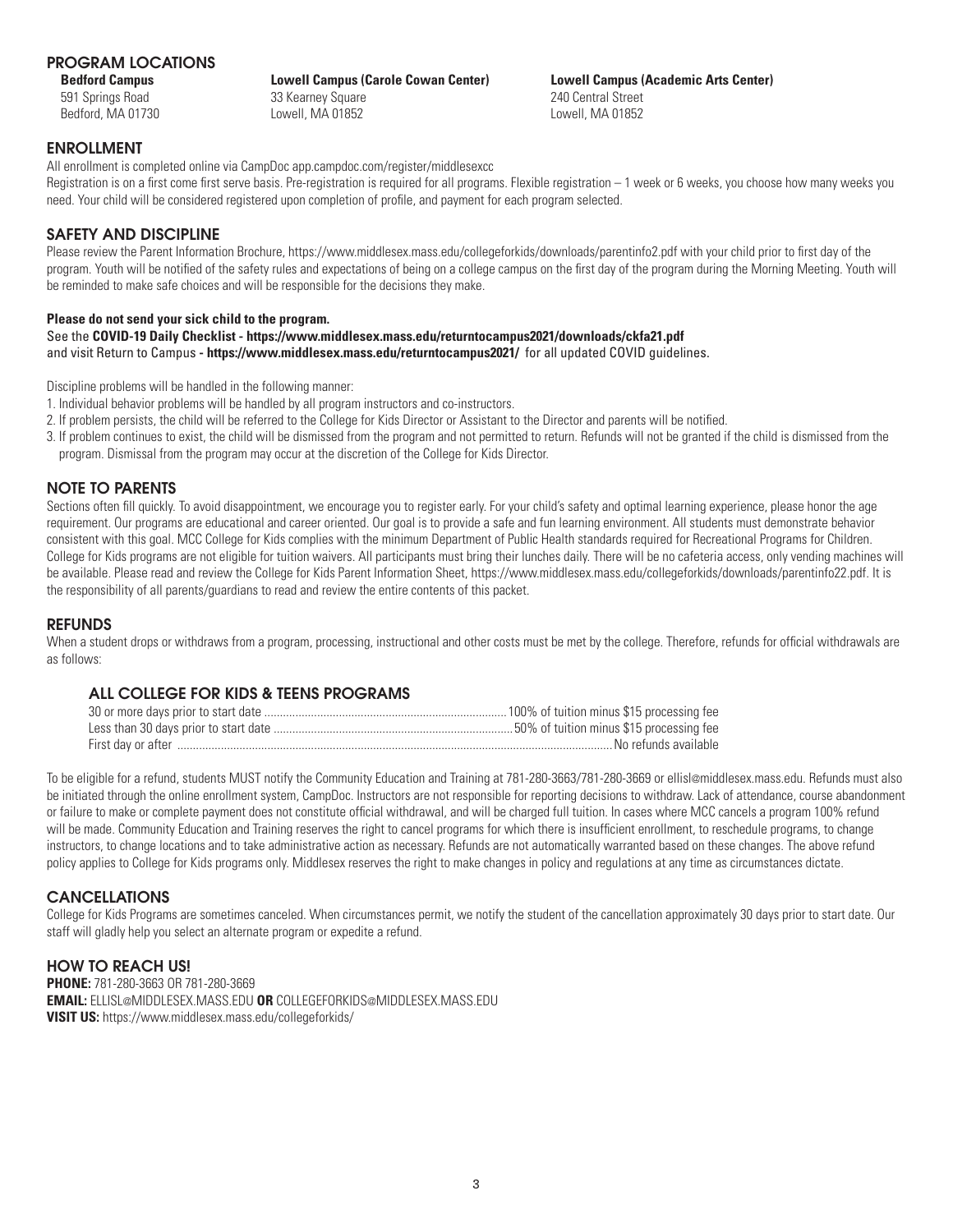## PROGRAM LOCATIONS

**Bedford Campus**
591 Springs Road
Bedford, MA 01730

**Lowell Campus (Carole Cowan Center)**
33 Kearney Square
Lowell, MA 01852

**Lowell Campus (Academic Arts Center)**
240 Central Street
Lowell, MA 01852

## ENROLLMENT

All enrollment is completed online via CampDoc app.campdoc.com/register/middlesexcc

Registration is on a first come first serve basis. Pre-registration is required for all programs. Flexible registration – 1 week or 6 weeks, you choose how many weeks you need. Your child will be considered registered upon completion of profile, and payment for each program selected.

## SAFETY AND DISCIPLINE

Please review the Parent Information Brochure, https://www.middlesex.mass.edu/collegeforkids/downloads/parentinfo2.pdf with your child prior to first day of the program. Youth will be notified of the safety rules and expectations of being on a college campus on the first day of the program during the Morning Meeting. Youth will be reminded to make safe choices and will be responsible for the decisions they make.

**Please do not send your sick child to the program.**

See the **COVID-19 Daily Checklist - https://www.middlesex.mass.edu/returntocampus2021/downloads/ckfa21.pdf**
and visit Return to Campus **- https://www.middlesex.mass.edu/returntocampus2021/** for all updated COVID guidelines.

Discipline problems will be handled in the following manner:

1. Individual behavior problems will be handled by all program instructors and co-instructors.
2. If problem persists, the child will be referred to the College for Kids Director or Assistant to the Director and parents will be notified.
3. If problem continues to exist, the child will be dismissed from the program and not permitted to return. Refunds will not be granted if the child is dismissed from the program. Dismissal from the program may occur at the discretion of the College for Kids Director.

## NOTE TO PARENTS

Sections often fill quickly. To avoid disappointment, we encourage you to register early. For your child's safety and optimal learning experience, please honor the age requirement. Our programs are educational and career oriented. Our goal is to provide a safe and fun learning environment. All students must demonstrate behavior consistent with this goal. MCC College for Kids complies with the minimum Department of Public Health standards required for Recreational Programs for Children. College for Kids programs are not eligible for tuition waivers. All participants must bring their lunches daily. There will be no cafeteria access, only vending machines will be available. Please read and review the College for Kids Parent Information Sheet, https://www.middlesex.mass.edu/collegeforkids/downloads/parentinfo22.pdf. It is the responsibility of all parents/guardians to read and review the entire contents of this packet.

## REFUNDS

When a student drops or withdraws from a program, processing, instructional and other costs must be met by the college. Therefore, refunds for official withdrawals are as follows:

### ALL COLLEGE FOR KIDS & TEENS PROGRAMS

| | |
|---|---|
| 30 or more days prior to start date | 100% of tuition minus $15 processing fee |
| Less than 30 days prior to start date | 50% of tuition minus $15 processing fee |
| First day or after | No refunds available |

To be eligible for a refund, students MUST notify the Community Education and Training at 781-280-3663/781-280-3669 or ellisl@middlesex.mass.edu. Refunds must also be initiated through the online enrollment system, CampDoc. Instructors are not responsible for reporting decisions to withdraw. Lack of attendance, course abandonment or failure to make or complete payment does not constitute official withdrawal, and will be charged full tuition. In cases where MCC cancels a program 100% refund will be made. Community Education and Training reserves the right to cancel programs for which there is insufficient enrollment, to reschedule programs, to change instructors, to change locations and to take administrative action as necessary. Refunds are not automatically warranted based on these changes. The above refund policy applies to College for Kids programs only. Middlesex reserves the right to make changes in policy and regulations at any time as circumstances dictate.

## CANCELLATIONS

College for Kids Programs are sometimes canceled. When circumstances permit, we notify the student of the cancellation approximately 30 days prior to start date. Our staff will gladly help you select an alternate program or expedite a refund.

## HOW TO REACH US!

**PHONE:** 781-280-3663 OR 781-280-3669
**EMAIL:** ELLISL@MIDDLESEX.MASS.EDU **OR** COLLEGEFORKIDS@MIDDLESEX.MASS.EDU
**VISIT US:** https://www.middlesex.mass.edu/collegeforkids/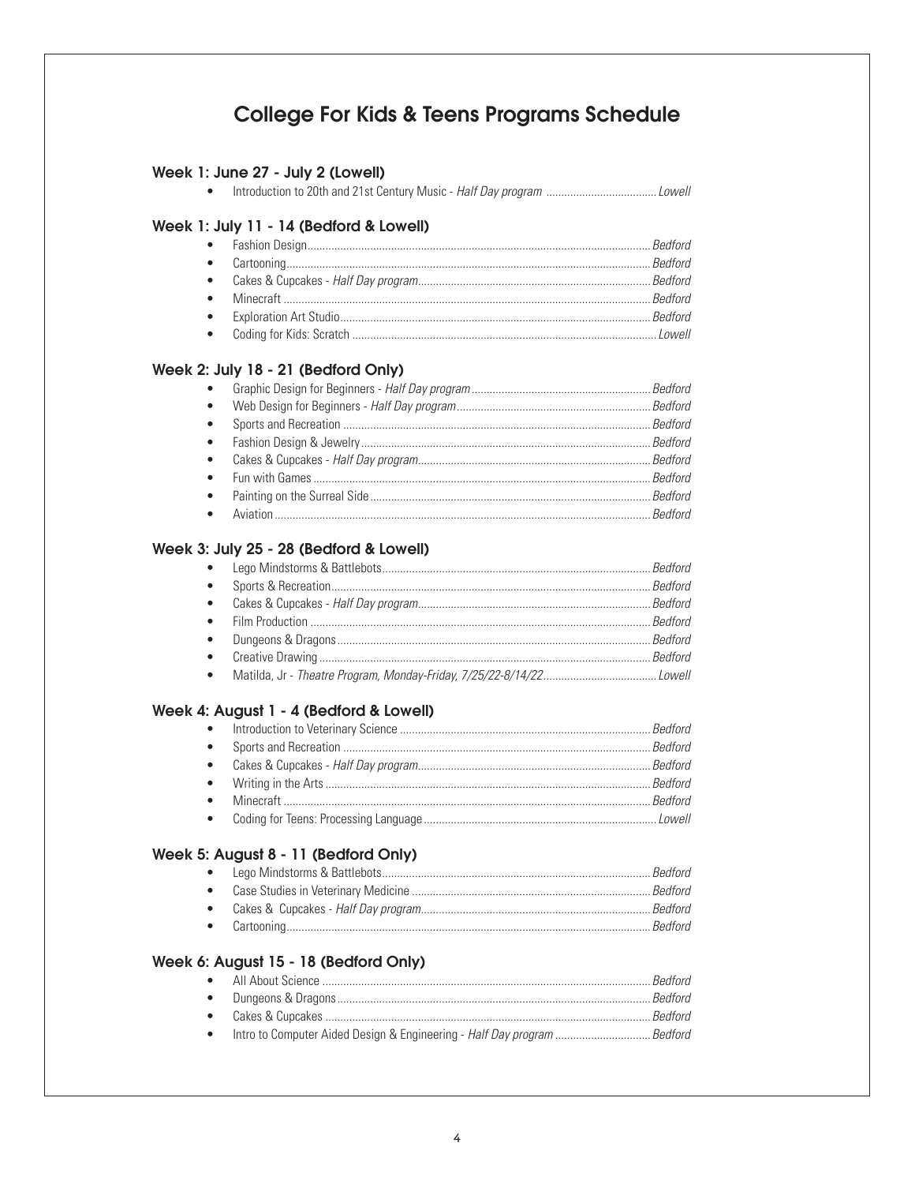# College For Kids & Teens Programs Schedule

### Week 1: June 27 - July 2 (Lowell)

- Introduction to 20th and 21st Century Music - *Half Day program* ........ *Lowell*

### Week 1: July 11 - 14 (Bedford & Lowell)

- Fashion Design ........ *Bedford*
- Cartooning ........ *Bedford*
- Cakes & Cupcakes - *Half Day program* ........ *Bedford*
- Minecraft ........ *Bedford*
- Exploration Art Studio ........ *Bedford*
- Coding for Kids: Scratch ........ *Lowell*

### Week 2: July 18 - 21 (Bedford Only)

- Graphic Design for Beginners - *Half Day program* ........ *Bedford*
- Web Design for Beginners - *Half Day program* ........ *Bedford*
- Sports and Recreation ........ *Bedford*
- Fashion Design & Jewelry ........ *Bedford*
- Cakes & Cupcakes - *Half Day program* ........ *Bedford*
- Fun with Games ........ *Bedford*
- Painting on the Surreal Side ........ *Bedford*
- Aviation ........ *Bedford*

### Week 3: July 25 - 28 (Bedford & Lowell)

- Lego Mindstorms & Battlebots ........ *Bedford*
- Sports & Recreation ........ *Bedford*
- Cakes & Cupcakes - *Half Day program* ........ *Bedford*
- Film Production ........ *Bedford*
- Dungeons & Dragons ........ *Bedford*
- Creative Drawing ........ *Bedford*
- Matilda, Jr - *Theatre Program, Monday-Friday, 7/25/22-8/14/22* ........ *Lowell*

### Week 4: August 1 - 4 (Bedford & Lowell)

- Introduction to Veterinary Science ........ *Bedford*
- Sports and Recreation ........ *Bedford*
- Cakes & Cupcakes - *Half Day program* ........ *Bedford*
- Writing in the Arts ........ *Bedford*
- Minecraft ........ *Bedford*
- Coding for Teens: Processing Language ........ *Lowell*

### Week 5: August 8 - 11 (Bedford Only)

- Lego Mindstorms & Battlebots ........ *Bedford*
- Case Studies in Veterinary Medicine ........ *Bedford*
- Cakes & Cupcakes - *Half Day program* ........ *Bedford*
- Cartooning ........ *Bedford*

### Week 6: August 15 - 18 (Bedford Only)

- All About Science ........ *Bedford*
- Dungeons & Dragons ........ *Bedford*
- Cakes & Cupcakes ........ *Bedford*
- Intro to Computer Aided Design & Engineering - *Half Day program* ........ *Bedford*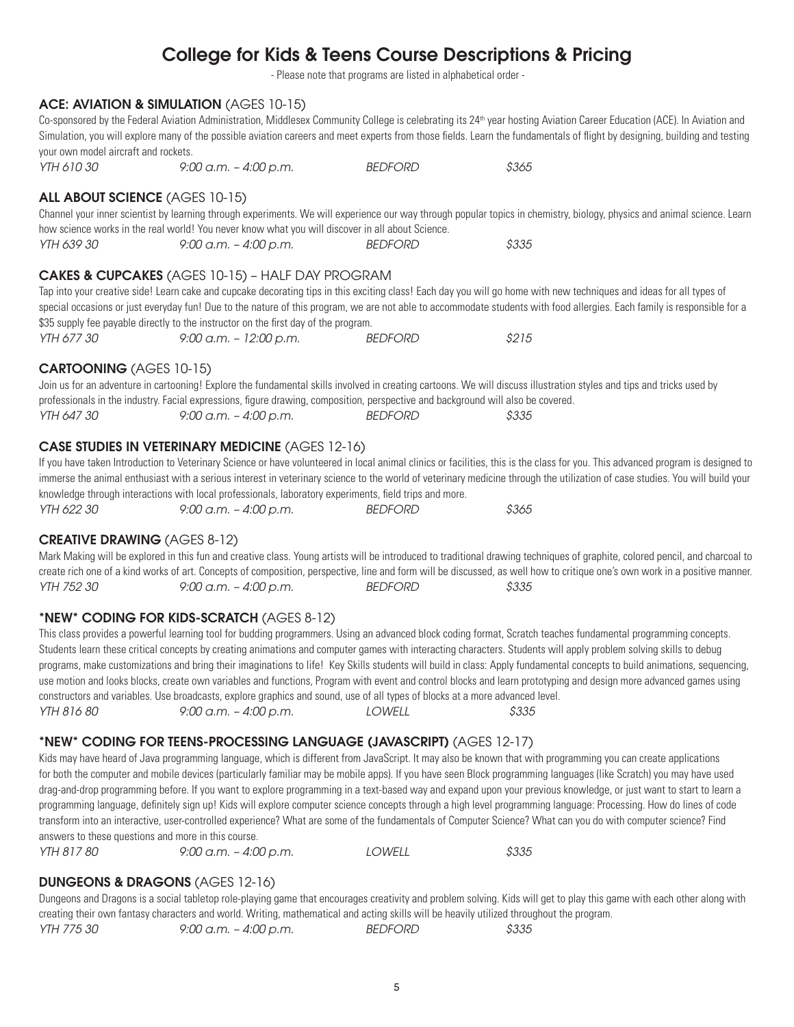# College for Kids & Teens Course Descriptions & Pricing

- Please note that programs are listed in alphabetical order -

### ACE: AVIATION & SIMULATION (AGES 10-15)

Co-sponsored by the Federal Aviation Administration, Middlesex Community College is celebrating its 24th year hosting Aviation Career Education (ACE). In Aviation and Simulation, you will explore many of the possible aviation careers and meet experts from those fields. Learn the fundamentals of flight by designing, building and testing your own model aircraft and rockets.

*YTH 610 30* | *9:00 a.m. – 4:00 p.m.* | *BEDFORD* | *$365*

### ALL ABOUT SCIENCE (AGES 10-15)

Channel your inner scientist by learning through experiments. We will experience our way through popular topics in chemistry, biology, physics and animal science. Learn how science works in the real world! You never know what you will discover in all about Science.

*YTH 639 30* | *9:00 a.m. – 4:00 p.m.* | *BEDFORD* | *$335*

### CAKES & CUPCAKES (AGES 10-15) – HALF DAY PROGRAM

Tap into your creative side! Learn cake and cupcake decorating tips in this exciting class! Each day you will go home with new techniques and ideas for all types of special occasions or just everyday fun! Due to the nature of this program, we are not able to accommodate students with food allergies. Each family is responsible for a $35 supply fee payable directly to the instructor on the first day of the program.

*YTH 677 30* | *9:00 a.m. – 12:00 p.m.* | *BEDFORD* | *$215*

### CARTOONING (AGES 10-15)

Join us for an adventure in cartooning! Explore the fundamental skills involved in creating cartoons. We will discuss illustration styles and tips and tricks used by professionals in the industry. Facial expressions, figure drawing, composition, perspective and background will also be covered.

*YTH 647 30* | *9:00 a.m. – 4:00 p.m.* | *BEDFORD* | *$335*

### CASE STUDIES IN VETERINARY MEDICINE (AGES 12-16)

If you have taken Introduction to Veterinary Science or have volunteered in local animal clinics or facilities, this is the class for you. This advanced program is designed to immerse the animal enthusiast with a serious interest in veterinary science to the world of veterinary medicine through the utilization of case studies. You will build your knowledge through interactions with local professionals, laboratory experiments, field trips and more.

*YTH 622 30* | *9:00 a.m. – 4:00 p.m.* | *BEDFORD* | *$365*

### CREATIVE DRAWING (AGES 8-12)

Mark Making will be explored in this fun and creative class. Young artists will be introduced to traditional drawing techniques of graphite, colored pencil, and charcoal to create rich one of a kind works of art. Concepts of composition, perspective, line and form will be discussed, as well how to critique one's own work in a positive manner.

*YTH 752 30* | *9:00 a.m. – 4:00 p.m.* | *BEDFORD* | *$335*

### *NEW* CODING FOR KIDS-SCRATCH (AGES 8-12)

This class provides a powerful learning tool for budding programmers. Using an advanced block coding format, Scratch teaches fundamental programming concepts. Students learn these critical concepts by creating animations and computer games with interacting characters. Students will apply problem solving skills to debug programs, make customizations and bring their imaginations to life! Key Skills students will build in class: Apply fundamental concepts to build animations, sequencing, use motion and looks blocks, create own variables and functions, Program with event and control blocks and learn prototyping and design more advanced games using constructors and variables. Use broadcasts, explore graphics and sound, use of all types of blocks at a more advanced level.

*YTH 816 80* | *9:00 a.m. – 4:00 p.m.* | *LOWELL* | *$335*

### *NEW* CODING FOR TEENS-PROCESSING LANGUAGE (JAVASCRIPT) (AGES 12-17)

Kids may have heard of Java programming language, which is different from JavaScript. It may also be known that with programming you can create applications for both the computer and mobile devices (particularly familiar may be mobile apps). If you have seen Block programming languages (like Scratch) you may have used drag-and-drop programming before. If you want to explore programming in a text-based way and expand upon your previous knowledge, or just want to start to learn a programming language, definitely sign up! Kids will explore computer science concepts through a high level programming language: Processing. How do lines of code transform into an interactive, user-controlled experience? What are some of the fundamentals of Computer Science? What can you do with computer science? Find answers to these questions and more in this course.

*YTH 817 80* | *9:00 a.m. – 4:00 p.m.* | *LOWELL* | *$335*

### DUNGEONS & DRAGONS (AGES 12-16)

Dungeons and Dragons is a social tabletop role-playing game that encourages creativity and problem solving. Kids will get to play this game with each other along with creating their own fantasy characters and world. Writing, mathematical and acting skills will be heavily utilized throughout the program.

*YTH 775 30* | *9:00 a.m. – 4:00 p.m.* | *BEDFORD* | *$335*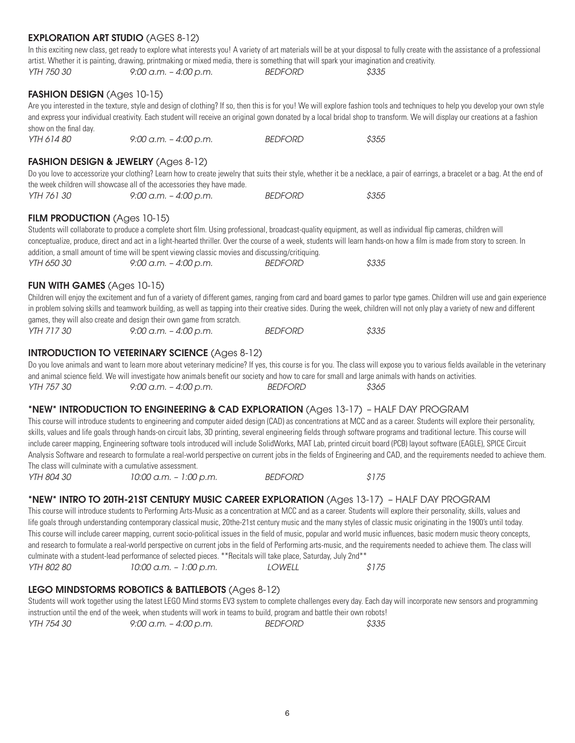### **EXPLORATION ART STUDIO** (AGES 8-12)

In this exciting new class, get ready to explore what interests you! A variety of art materials will be at your disposal to fully create with the assistance of a professional artist. Whether it is painting, drawing, printmaking or mixed media, there is something that will spark your imagination and creativity.

*YTH 750 30* *9:00 a.m. – 4:00 p.m.* *BEDFORD* *$335*

### **FASHION DESIGN** (Ages 10-15)

Are you interested in the texture, style and design of clothing? If so, then this is for you! We will explore fashion tools and techniques to help you develop your own style and express your individual creativity. Each student will receive an original gown donated by a local bridal shop to transform. We will display our creations at a fashion show on the final day.

*YTH 614 80* *9:00 a.m. – 4:00 p.m.* *BEDFORD* *$355*

### **FASHION DESIGN & JEWELRY** (Ages 8-12)

Do you love to accessorize your clothing? Learn how to create jewelry that suits their style, whether it be a necklace, a pair of earrings, a bracelet or a bag. At the end of the week children will showcase all of the accessories they have made.

*YTH 761 30* *9:00 a.m. – 4:00 p.m.* *BEDFORD* *$355*

### **FILM PRODUCTION** (Ages 10-15)

Students will collaborate to produce a complete short film. Using professional, broadcast-quality equipment, as well as individual flip cameras, children will conceptualize, produce, direct and act in a light-hearted thriller. Over the course of a week, students will learn hands-on how a film is made from story to screen. In addition, a small amount of time will be spent viewing classic movies and discussing/critiquing.

*YTH 650 30* *9:00 a.m. – 4:00 p.m.* *BEDFORD* *$335*

### **FUN WITH GAMES** (Ages 10-15)

Children will enjoy the excitement and fun of a variety of different games, ranging from card and board games to parlor type games. Children will use and gain experience in problem solving skills and teamwork building, as well as tapping into their creative sides. During the week, children will not only play a variety of new and different games, they will also create and design their own game from scratch.

*YTH 717 30* *9:00 a.m. – 4:00 p.m.* *BEDFORD* *$335*

### **INTRODUCTION TO VETERINARY SCIENCE** (Ages 8-12)

Do you love animals and want to learn more about veterinary medicine? If yes, this course is for you. The class will expose you to various fields available in the veterinary and animal science field. We will investigate how animals benefit our society and how to care for small and large animals with hands on activities.

*YTH 757 30* *9:00 a.m. – 4:00 p.m.* *BEDFORD* *$365*

### **\*NEW\* INTRODUCTION TO ENGINEERING & CAD EXPLORATION** (Ages 13-17) – HALF DAY PROGRAM

This course will introduce students to engineering and computer aided design (CAD) as concentrations at MCC and as a career. Students will explore their personality, skills, values and life goals through hands-on circuit labs, 3D printing, several engineering fields through software programs and traditional lecture. This course will include career mapping, Engineering software tools introduced will include SolidWorks, MAT Lab, printed circuit board (PCB) layout software (EAGLE), SPICE Circuit Analysis Software and research to formulate a real-world perspective on current jobs in the fields of Engineering and CAD, and the requirements needed to achieve them. The class will culminate with a cumulative assessment.

*YTH 804 30* *10:00 a.m. – 1:00 p.m.* *BEDFORD* *$175*

### **\*NEW\* INTRO TO 20TH-21ST CENTURY MUSIC CAREER EXPLORATION** (Ages 13-17) – HALF DAY PROGRAM

This course will introduce students to Performing Arts-Music as a concentration at MCC and as a career. Students will explore their personality, skills, values and life goals through understanding contemporary classical music, 20the-21st century music and the many styles of classic music originating in the 1900's until today. This course will include career mapping, current socio-political issues in the field of music, popular and world music influences, basic modern music theory concepts, and research to formulate a real-world perspective on current jobs in the field of Performing arts-music, and the requirements needed to achieve them. The class will culminate with a student-lead performance of selected pieces. \*\*Recitals will take place, Saturday, July 2nd\*\*

*YTH 802 80* *10:00 a.m. – 1:00 p.m.* *LOWELL* *$175*

### **LEGO MINDSTORMS ROBOTICS & BATTLEBOTS** (Ages 8-12)

Students will work together using the latest LEGO Mind storms EV3 system to complete challenges every day. Each day will incorporate new sensors and programming instruction until the end of the week, when students will work in teams to build, program and battle their own robots!

*YTH 754 30* *9:00 a.m. – 4:00 p.m.* *BEDFORD* *$335*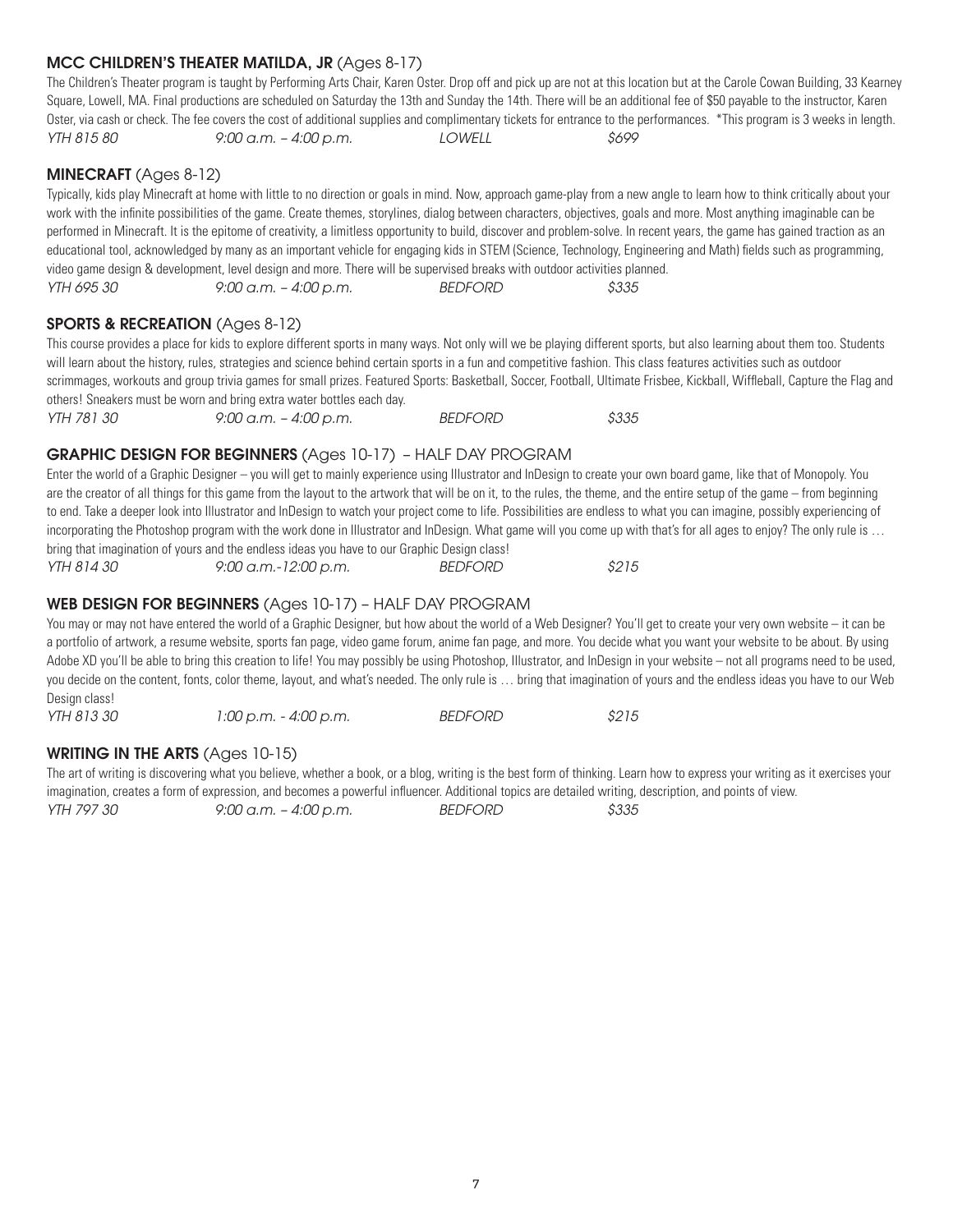### **MCC CHILDREN'S THEATER MATILDA, JR** (Ages 8-17)

The Children's Theater program is taught by Performing Arts Chair, Karen Oster. Drop off and pick up are not at this location but at the Carole Cowan Building, 33 Kearney Square, Lowell, MA. Final productions are scheduled on Saturday the 13th and Sunday the 14th. There will be an additional fee of $50 payable to the instructor, Karen Oster, via cash or check. The fee covers the cost of additional supplies and complimentary tickets for entrance to the performances. *This program is 3 weeks in length.

*YTH 815 80 — 9:00 a.m. – 4:00 p.m. — LOWELL — $699*

### **MINECRAFT** (Ages 8-12)

Typically, kids play Minecraft at home with little to no direction or goals in mind. Now, approach game-play from a new angle to learn how to think critically about your work with the infinite possibilities of the game. Create themes, storylines, dialog between characters, objectives, goals and more. Most anything imaginable can be performed in Minecraft. It is the epitome of creativity, a limitless opportunity to build, discover and problem-solve. In recent years, the game has gained traction as an educational tool, acknowledged by many as an important vehicle for engaging kids in STEM (Science, Technology, Engineering and Math) fields such as programming, video game design & development, level design and more. There will be supervised breaks with outdoor activities planned.

*YTH 695 30 — 9:00 a.m. – 4:00 p.m. — BEDFORD — $335*

### **SPORTS & RECREATION** (Ages 8-12)

This course provides a place for kids to explore different sports in many ways. Not only will we be playing different sports, but also learning about them too. Students will learn about the history, rules, strategies and science behind certain sports in a fun and competitive fashion. This class features activities such as outdoor scrimmages, workouts and group trivia games for small prizes. Featured Sports: Basketball, Soccer, Football, Ultimate Frisbee, Kickball, Wiffleball, Capture the Flag and others! Sneakers must be worn and bring extra water bottles each day.

*YTH 781 30 — 9:00 a.m. – 4:00 p.m. — BEDFORD — $335*

### **GRAPHIC DESIGN FOR BEGINNERS** (Ages 10-17) – HALF DAY PROGRAM

Enter the world of a Graphic Designer – you will get to mainly experience using Illustrator and InDesign to create your own board game, like that of Monopoly. You are the creator of all things for this game from the layout to the artwork that will be on it, to the rules, the theme, and the entire setup of the game – from beginning to end. Take a deeper look into Illustrator and InDesign to watch your project come to life. Possibilities are endless to what you can imagine, possibly experiencing of incorporating the Photoshop program with the work done in Illustrator and InDesign. What game will you come up with that's for all ages to enjoy? The only rule is … bring that imagination of yours and the endless ideas you have to our Graphic Design class!

*YTH 814 30 — 9:00 a.m.-12:00 p.m. — BEDFORD — $215*

### **WEB DESIGN FOR BEGINNERS** (Ages 10-17) – HALF DAY PROGRAM

You may or may not have entered the world of a Graphic Designer, but how about the world of a Web Designer? You'll get to create your very own website – it can be a portfolio of artwork, a resume website, sports fan page, video game forum, anime fan page, and more. You decide what you want your website to be about. By using Adobe XD you'll be able to bring this creation to life! You may possibly be using Photoshop, Illustrator, and InDesign in your website – not all programs need to be used, you decide on the content, fonts, color theme, layout, and what's needed. The only rule is … bring that imagination of yours and the endless ideas you have to our Web Design class!

*YTH 813 30 — 1:00 p.m. - 4:00 p.m. — BEDFORD — $215*

### **WRITING IN THE ARTS** (Ages 10-15)

The art of writing is discovering what you believe, whether a book, or a blog, writing is the best form of thinking. Learn how to express your writing as it exercises your imagination, creates a form of expression, and becomes a powerful influencer. Additional topics are detailed writing, description, and points of view.

*YTH 797 30 — 9:00 a.m. – 4:00 p.m. — BEDFORD — $335*